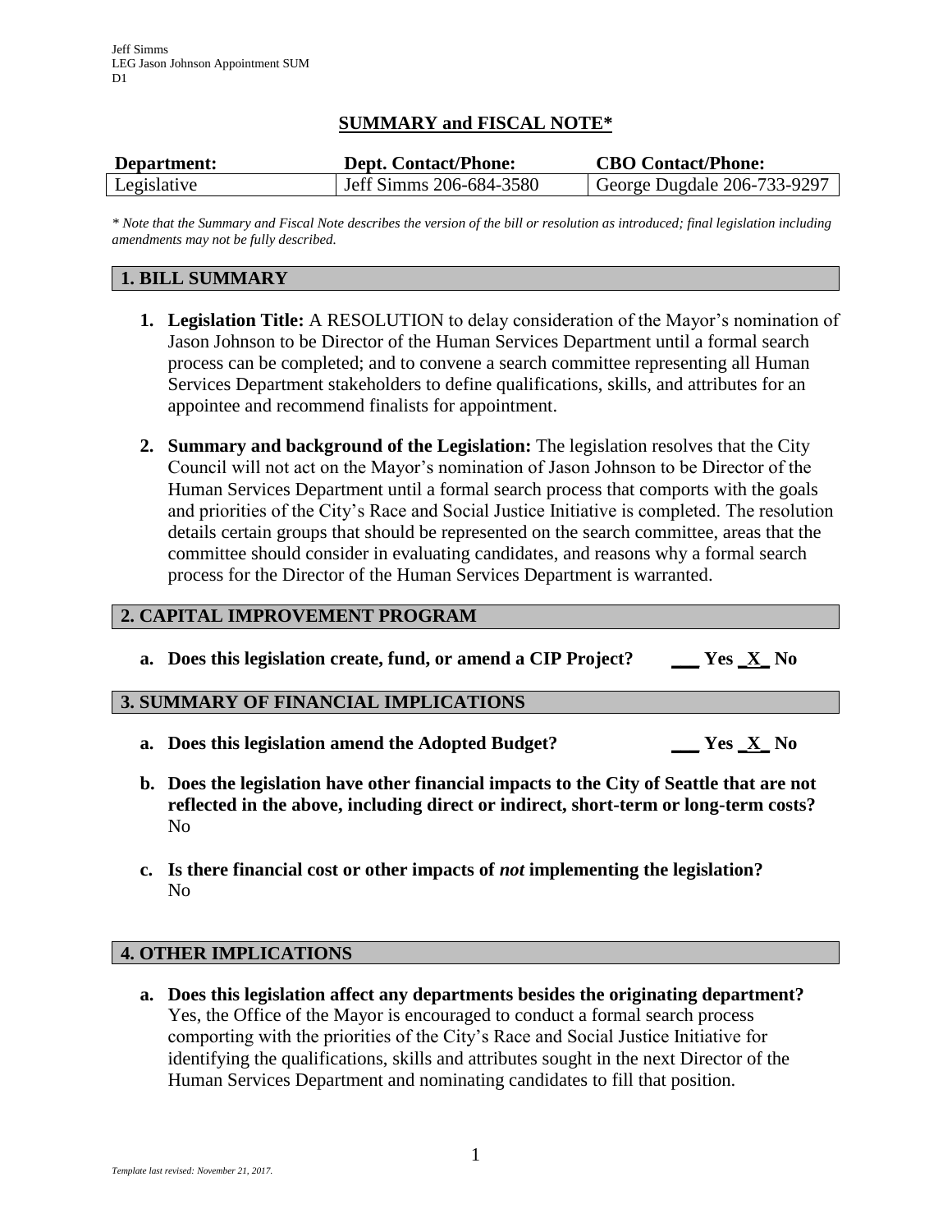Jeff Simms
LEG Jason Johnson Appointment SUM
D1

## SUMMARY and FISCAL NOTE*

| Department: | Dept. Contact/Phone: | CBO Contact/Phone: |
|---|---|---|
| Legislative | Jeff Simms 206-684-3580 | George Dugdale 206-733-9297 |

*\* Note that the Summary and Fiscal Note describes the version of the bill or resolution as introduced; final legislation including amendments may not be fully described.*

### 1. BILL SUMMARY

1. **Legislation Title:** A RESOLUTION to delay consideration of the Mayor's nomination of Jason Johnson to be Director of the Human Services Department until a formal search process can be completed; and to convene a search committee representing all Human Services Department stakeholders to define qualifications, skills, and attributes for an appointee and recommend finalists for appointment.

2. **Summary and background of the Legislation:** The legislation resolves that the City Council will not act on the Mayor's nomination of Jason Johnson to be Director of the Human Services Department until a formal search process that comports with the goals and priorities of the City's Race and Social Justice Initiative is completed. The resolution details certain groups that should be represented on the search committee, areas that the committee should consider in evaluating candidates, and reasons why a formal search process for the Director of the Human Services Department is warranted.

### 2. CAPITAL IMPROVEMENT PROGRAM

a. **Does this legislation create, fund, or amend a CIP Project? ___ Yes _X_ No**

### 3. SUMMARY OF FINANCIAL IMPLICATIONS

a. **Does this legislation amend the Adopted Budget? ___ Yes _X_ No**

b. **Does the legislation have other financial impacts to the City of Seattle that are not reflected in the above, including direct or indirect, short-term or long-term costs?**
No

c. **Is there financial cost or other impacts of *not* implementing the legislation?**
No

### 4. OTHER IMPLICATIONS

a. **Does this legislation affect any departments besides the originating department?**
Yes, the Office of the Mayor is encouraged to conduct a formal search process comporting with the priorities of the City's Race and Social Justice Initiative for identifying the qualifications, skills and attributes sought in the next Director of the Human Services Department and nominating candidates to fill that position.

*Template last revised: November 21, 2017.*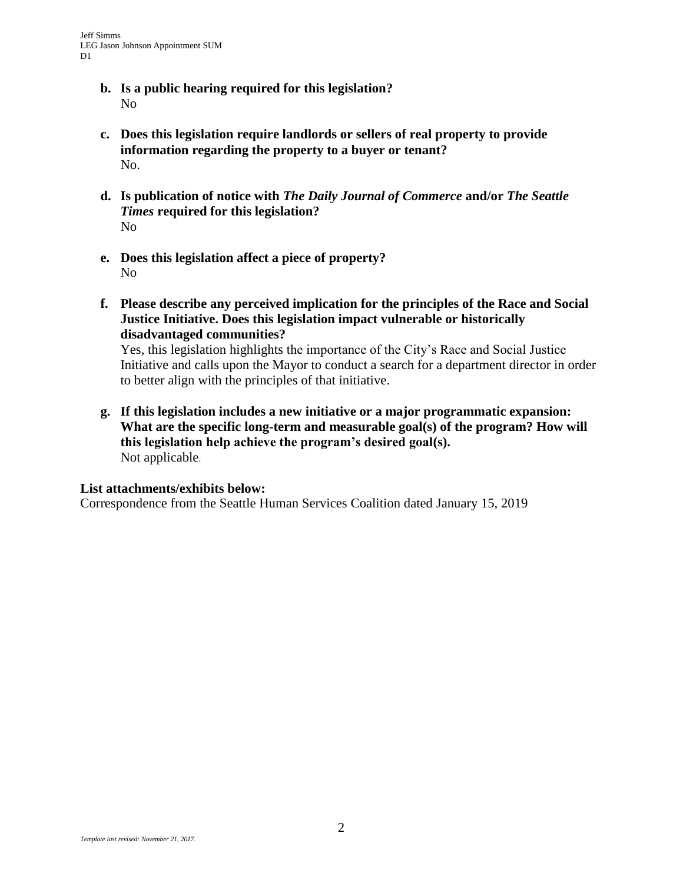**b. Is a public hearing required for this legislation?**
No

**c. Does this legislation require landlords or sellers of real property to provide information regarding the property to a buyer or tenant?**
No.

**d. Is publication of notice with *The Daily Journal of Commerce* and/or *The Seattle Times* required for this legislation?**
No

**e. Does this legislation affect a piece of property?**
No

**f. Please describe any perceived implication for the principles of the Race and Social Justice Initiative. Does this legislation impact vulnerable or historically disadvantaged communities?**
Yes, this legislation highlights the importance of the City's Race and Social Justice Initiative and calls upon the Mayor to conduct a search for a department director in order to better align with the principles of that initiative.

**g. If this legislation includes a new initiative or a major programmatic expansion: What are the specific long-term and measurable goal(s) of the program? How will this legislation help achieve the program's desired goal(s).**
Not applicable.

**List attachments/exhibits below:**

Correspondence from the Seattle Human Services Coalition dated January 15, 2019